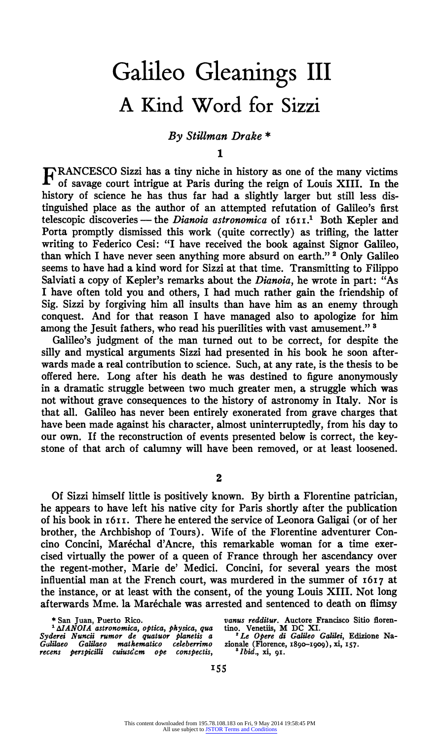# Galileo Gleanings III

## A Kind Word for Sizzi

*By Stillman Drake* *

### 1

FRANCESCO Sizzi has a tiny niche in history as one of the many victims of savage court intrigue at Paris during the reign of Louis XIII. In the history of science he has thus far had a slightly larger but still less distinguished place as the author of an attempted refutation of Galileo's first telescopic discoveries — the *Dianoia astronomica* of 1611.[1] Both Kepler and Porta promptly dismissed this work (quite correctly) as trifling, the latter writing to Federico Cesi: "I have received the book against Signor Galileo, than which I have never seen anything more absurd on earth."[2] Only Galileo seems to have had a kind word for Sizzi at that time. Transmitting to Filippo Salviati a copy of Kepler's remarks about the *Dianoia*, he wrote in part: "As I have often told you and others, I had much rather gain the friendship of Sig. Sizzi by forgiving him all insults than have him as an enemy through conquest. And for that reason I have managed also to apologize for him among the Jesuit fathers, who read his puerilities with vast amusement."[3]

Galileo's judgment of the man turned out to be correct, for despite the silly and mystical arguments Sizzi had presented in his book he soon afterwards made a real contribution to science. Such, at any rate, is the thesis to be offered here. Long after his death he was destined to figure anonymously in a dramatic struggle between two much greater men, a struggle which was not without grave consequences to the history of astronomy in Italy. Nor is that all. Galileo has never been entirely exonerated from grave charges that have been made against his character, almost uninterruptedly, from his day to our own. If the reconstruction of events presented below is correct, the keystone of that arch of calumny will have been removed, or at least loosened.

### 2

Of Sizzi himself little is positively known. By birth a Florentine patrician, he appears to have left his native city for Paris shortly after the publication of his book in 1611. There he entered the service of Leonora Galigai (or of her brother, the Archbishop of Tours). Wife of the Florentine adventurer Concino Concini, Maréchal d'Ancre, this remarkable woman for a time exercised virtually the power of a queen of France through her ascendancy over the regent-mother, Marie de' Medici. Concini, for several years the most influential man at the French court, was murdered in the summer of 1617 at the instance, or at least with the consent, of the young Louis XIII. Not long afterwards Mme. la Maréchale was arrested and sentenced to death on flimsy

---

* San Juan, Puerto Rico.

[1] ΔΙΑΝΟΙΑ *astronomica, optica, physica, qua Syderei Nuncii rumor de quatuor planetis a Galilaeo Galilaeo mathematico celeberrimo recens perspicilli cuiusdcm ope conspectis, vanus redditur*. Auctore Francisco Sitio florentino. Venetiis, M DC XI.

[2] *Le Opere di Galileo Galilei*, Edizione Nazionale (Florence, 1890–1909), xi, 157.

[3] *Ibid.*, xi, 91.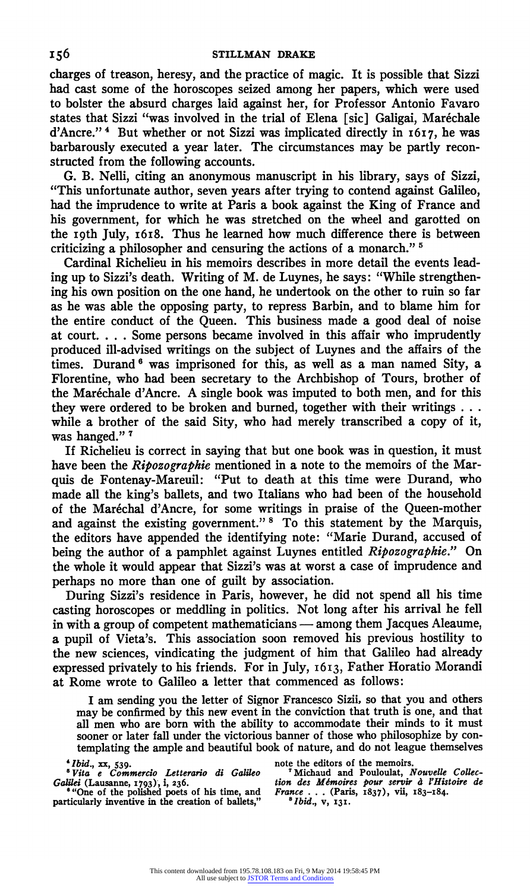charges of treason, heresy, and the practice of magic. It is possible that Sizzi had cast some of the horoscopes seized among her papers, which were used to bolster the absurd charges laid against her, for Professor Antonio Favaro states that Sizzi "was involved in the trial of Elena [sic] Galigai, Maréchale d'Ancre." [4] But whether or not Sizzi was implicated directly in 1617, he was barbarously executed a year later. The circumstances may be partly reconstructed from the following accounts.

G. B. Nelli, citing an anonymous manuscript in his library, says of Sizzi, "This unfortunate author, seven years after trying to contend against Galileo, had the imprudence to write at Paris a book against the King of France and his government, for which he was stretched on the wheel and garotted on the 19th July, 1618. Thus he learned how much difference there is between criticizing a philosopher and censuring the actions of a monarch." [5]

Cardinal Richelieu in his memoirs describes in more detail the events leading up to Sizzi's death. Writing of M. de Luynes, he says: "While strengthening his own position on the one hand, he undertook on the other to ruin so far as he was able the opposing party, to repress Barbin, and to blame him for the entire conduct of the Queen. This business made a good deal of noise at court. . . . Some persons became involved in this affair who imprudently produced ill-advised writings on the subject of Luynes and the affairs of the times. Durand [6] was imprisoned for this, as well as a man named Sity, a Florentine, who had been secretary to the Archbishop of Tours, brother of the Maréchale d'Ancre. A single book was imputed to both men, and for this they were ordered to be broken and burned, together with their writings . . . while a brother of the said Sity, who had merely transcribed a copy of it, was hanged." [7]

If Richelieu is correct in saying that but one book was in question, it must have been the *Ripozographie* mentioned in a note to the memoirs of the Marquis de Fontenay-Mareuil: "Put to death at this time were Durand, who made all the king's ballets, and two Italians who had been of the household of the Maréchal d'Ancre, for some writings in praise of the Queen-mother and against the existing government." [8] To this statement by the Marquis, the editors have appended the identifying note: "Marie Durand, accused of being the author of a pamphlet against Luynes entitled *Ripozographie*." On the whole it would appear that Sizzi's was at worst a case of imprudence and perhaps no more than one of guilt by association.

During Sizzi's residence in Paris, however, he did not spend all his time casting horoscopes or meddling in politics. Not long after his arrival he fell in with a group of competent mathematicians — among them Jacques Aleaume, a pupil of Vieta's. This association soon removed his previous hostility to the new sciences, vindicating the judgment of him that Galileo had already expressed privately to his friends. For in July, 1613, Father Horatio Morandi at Rome wrote to Galileo a letter that commenced as follows:

> I am sending you the letter of Signor Francesco Sizii, so that you and others may be confirmed by this new event in the conviction that truth is one, and that all men who are born with the ability to accommodate their minds to it must sooner or later fall under the victorious banner of those who philosophize by contemplating the ample and beautiful book of nature, and do not league themselves

[4] *Ibid.*, xx, 539.

[5] *Vita e Commercio Letterario di Galileo Galilei* (Lausanne, 1793), i, 236.

[6] "One of the polished poets of his time, and particularly inventive in the creation of ballets," note the editors of the memoirs.

[7] Michaud and Pouloulat, *Nouvelle Collection des Mémoires pour servir à l'Histoire de France* . . . (Paris, 1837), vii, 183–184.

[8] *Ibid.*, v, 131.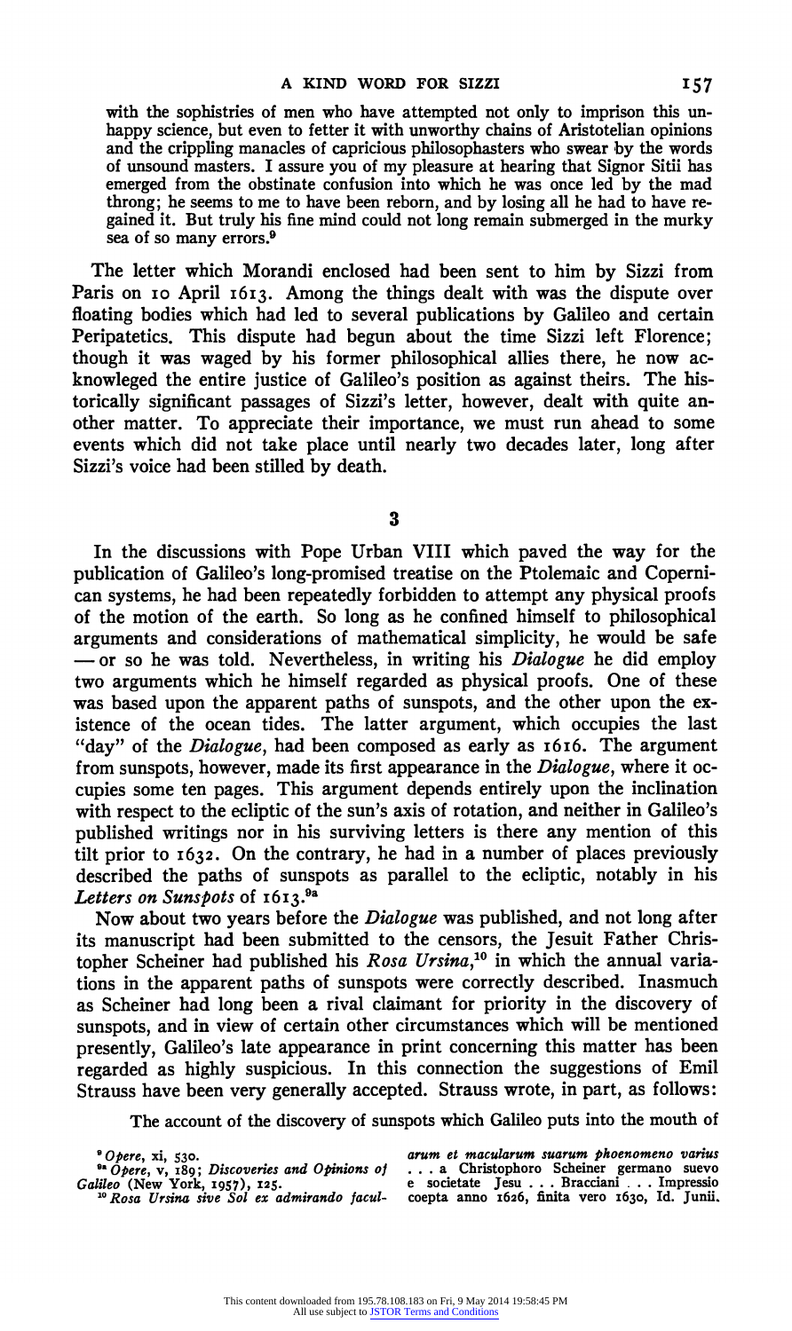with the sophistries of men who have attempted not only to imprison this unhappy science, but even to fetter it with unworthy chains of Aristotelian opinions and the crippling manacles of capricious philosophasters who swear by the words of unsound masters. I assure you of my pleasure at hearing that Signor Sitii has emerged from the obstinate confusion into which he was once led by the mad throng; he seems to me to have been reborn, and by losing all he had to have regained it. But truly his fine mind could not long remain submerged in the murky sea of so many errors.[9]

The letter which Morandi enclosed had been sent to him by Sizzi from Paris on 10 April 1613. Among the things dealt with was the dispute over floating bodies which had led to several publications by Galileo and certain Peripatetics. This dispute had begun about the time Sizzi left Florence; though it was waged by his former philosophical allies there, he now acknowleged the entire justice of Galileo's position as against theirs. The historically significant passages of Sizzi's letter, however, dealt with quite another matter. To appreciate their importance, we must run ahead to some events which did not take place until nearly two decades later, long after Sizzi's voice had been stilled by death.

## 3

In the discussions with Pope Urban VIII which paved the way for the publication of Galileo's long-promised treatise on the Ptolemaic and Copernican systems, he had been repeatedly forbidden to attempt any physical proofs of the motion of the earth. So long as he confined himself to philosophical arguments and considerations of mathematical simplicity, he would be safe — or so he was told. Nevertheless, in writing his *Dialogue* he did employ two arguments which he himself regarded as physical proofs. One of these was based upon the apparent paths of sunspots, and the other upon the existence of the ocean tides. The latter argument, which occupies the last "day" of the *Dialogue*, had been composed as early as 1616. The argument from sunspots, however, made its first appearance in the *Dialogue*, where it occupies some ten pages. This argument depends entirely upon the inclination with respect to the ecliptic of the sun's axis of rotation, and neither in Galileo's published writings nor in his surviving letters is there any mention of this tilt prior to 1632. On the contrary, he had in a number of places previously described the paths of sunspots as parallel to the ecliptic, notably in his *Letters on Sunspots* of 1613.[9a]

Now about two years before the *Dialogue* was published, and not long after its manuscript had been submitted to the censors, the Jesuit Father Christopher Scheiner had published his *Rosa Ursina*,[10] in which the annual variations in the apparent paths of sunspots were correctly described. Inasmuch as Scheiner had long been a rival claimant for priority in the discovery of sunspots, and in view of certain other circumstances which will be mentioned presently, Galileo's late appearance in print concerning this matter has been regarded as highly suspicious. In this connection the suggestions of Emil Strauss have been very generally accepted. Strauss wrote, in part, as follows:

The account of the discovery of sunspots which Galileo puts into the mouth of

[9] *Opere*, xi, 530.

[9a] *Opere*, v, 189; *Discoveries and Opinions of Galileo* (New York, 1957), 125.

[10] *Rosa Ursina sive Sol ex admirando facularum et macularum suarum phoenomeno varius . . . a Christophoro Scheiner germano suevo e societate Jesu . . . Bracciani . . . Impressio coepta anno 1626, finita vero 1630, Id. Junii.*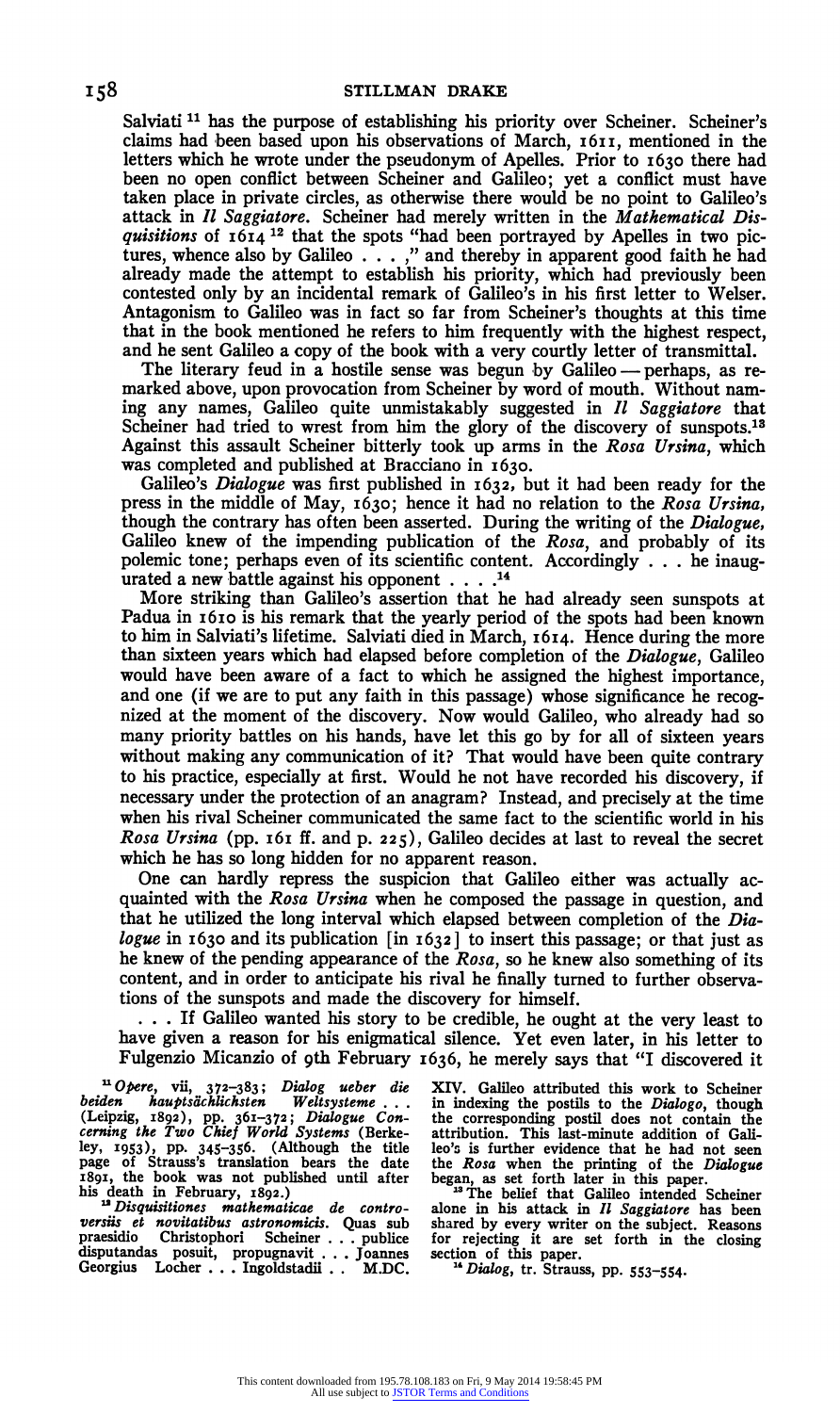Salviati [11] has the purpose of establishing his priority over Scheiner. Scheiner's claims had been based upon his observations of March, 1611, mentioned in the letters which he wrote under the pseudonym of Apelles. Prior to 1630 there had been no open conflict between Scheiner and Galileo; yet a conflict must have taken place in private circles, as otherwise there would be no point to Galileo's attack in *Il Saggiatore*. Scheiner had merely written in the *Mathematical Disquisitions* of 1614 [12] that the spots "had been portrayed by Apelles in two pictures, whence also by Galileo . . . ," and thereby in apparent good faith he had already made the attempt to establish his priority, which had previously been contested only by an incidental remark of Galileo's in his first letter to Welser. Antagonism to Galileo was in fact so far from Scheiner's thoughts at this time that in the book mentioned he refers to him frequently with the highest respect, and he sent Galileo a copy of the book with a very courtly letter of transmittal.

The literary feud in a hostile sense was begun by Galileo — perhaps, as remarked above, upon provocation from Scheiner by word of mouth. Without naming any names, Galileo quite unmistakably suggested in *Il Saggiatore* that Scheiner had tried to wrest from him the glory of the discovery of sunspots.[13] Against this assault Scheiner bitterly took up arms in the *Rosa Ursina*, which was completed and published at Bracciano in 1630.

Galileo's *Dialogue* was first published in 1632, but it had been ready for the press in the middle of May, 1630; hence it had no relation to the *Rosa Ursina*, though the contrary has often been asserted. During the writing of the *Dialogue*, Galileo knew of the impending publication of the *Rosa*, and probably of its polemic tone; perhaps even of its scientific content. Accordingly . . . he inaugurated a new battle against his opponent . . . .[14]

More striking than Galileo's assertion that he had already seen sunspots at Padua in 1610 is his remark that the yearly period of the spots had been known to him in Salviati's lifetime. Salviati died in March, 1614. Hence during the more than sixteen years which had elapsed before completion of the *Dialogue*, Galileo would have been aware of a fact to which he assigned the highest importance, and one (if we are to put any faith in this passage) whose significance he recognized at the moment of the discovery. Now would Galileo, who already had so many priority battles on his hands, have let this go by for all of sixteen years without making any communication of it? That would have been quite contrary to his practice, especially at first. Would he not have recorded his discovery, if necessary under the protection of an anagram? Instead, and precisely at the time when his rival Scheiner communicated the same fact to the scientific world in his *Rosa Ursina* (pp. 161 ff. and p. 225), Galileo decides at last to reveal the secret which he has so long hidden for no apparent reason.

One can hardly repress the suspicion that Galileo either was actually acquainted with the *Rosa Ursina* when he composed the passage in question, and that he utilized the long interval which elapsed between completion of the *Dialogue* in 1630 and its publication [in 1632] to insert this passage; or that just as he knew of the pending appearance of the *Rosa*, so he knew also something of its content, and in order to anticipate his rival he finally turned to further observations of the sunspots and made the discovery for himself.

. . . If Galileo wanted his story to be credible, he ought at the very least to have given a reason for his enigmatical silence. Yet even later, in his letter to Fulgenzio Micanzio of 9th February 1636, he merely says that "I discovered it

---

[11] *Opere*, vii, 372–383; *Dialog ueber die beiden hauptsächlichsten Weltsysteme* . . . (Leipzig, 1892), pp. 361–372; *Dialogue Concerning the Two Chief World Systems* (Berkeley, 1953), pp. 345–356. (Although the title page of Strauss's translation bears the date 1891, the book was not published until after his death in February, 1892.)

[12] *Disquisitiones mathematicae de controversiis et novitatibus astronomicis. Quas sub praesidio Christophori Scheiner . . . publice disputandas posuit, propugnavit . . . Joannes Georgius Locher . . . Ingoldstadii . . M.DC. XIV.* Galileo attributed this work to Scheiner in indexing the postils to the *Dialogo*, though the corresponding postil does not contain the attribution. This last-minute addition of Galileo's is further evidence that he had not seen the *Rosa* when the printing of the *Dialogue* began, as set forth later in this paper.

[13] The belief that Galileo intended Scheiner alone in his attack in *Il Saggiatore* has been shared by every writer on the subject. Reasons for rejecting it are set forth in the closing section of this paper.

[14] *Dialog*, tr. Strauss, pp. 553–554.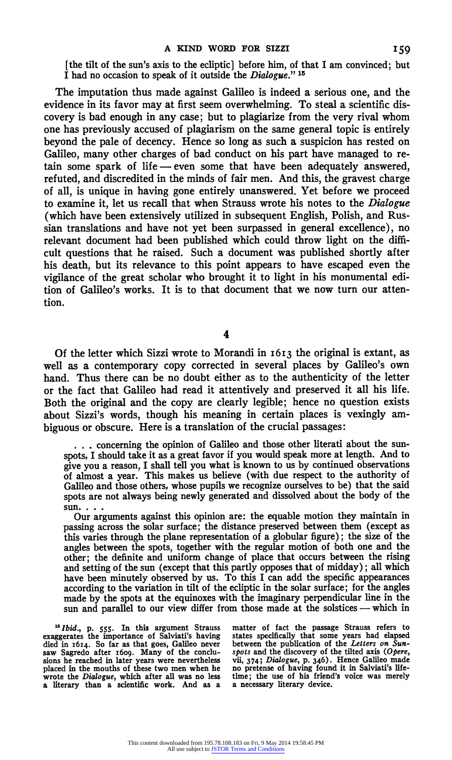[the tilt of the sun's axis to the ecliptic] before him, of that I am convinced; but I had no occasion to speak of it outside the *Dialogue*." [15]

The imputation thus made against Galileo is indeed a serious one, and the evidence in its favor may at first seem overwhelming. To steal a scientific discovery is bad enough in any case; but to plagiarize from the very rival whom one has previously accused of plagiarism on the same general topic is entirely beyond the pale of decency. Hence so long as such a suspicion has rested on Galileo, many other charges of bad conduct on his part have managed to retain some spark of life — even some that have been adequately answered, refuted, and discredited in the minds of fair men. And this, the gravest charge of all, is unique in having gone entirely unanswered. Yet before we proceed to examine it, let us recall that when Strauss wrote his notes to the *Dialogue* (which have been extensively utilized in subsequent English, Polish, and Russian translations and have not yet been surpassed in general excellence), no relevant document had been published which could throw light on the difficult questions that he raised. Such a document was published shortly after his death, but its relevance to this point appears to have escaped even the vigilance of the great scholar who brought it to light in his monumental edition of Galileo's works. It is to that document that we now turn our attention.

## 4

Of the letter which Sizzi wrote to Morandi in 1613 the original is extant, as well as a contemporary copy corrected in several places by Galileo's own hand. Thus there can be no doubt either as to the authenticity of the letter or the fact that Galileo had read it attentively and preserved it all his life. Both the original and the copy are clearly legible; hence no question exists about Sizzi's words, though his meaning in certain places is vexingly ambiguous or obscure. Here is a translation of the crucial passages:

> . . . concerning the opinion of Galileo and those other literati about the sunspots, I should take it as a great favor if you would speak more at length. And to give you a reason, I shall tell you what is known to us by continued observations of almost a year. This makes us believe (with due respect to the authority of Galileo and those others, whose pupils we recognize ourselves to be) that the said spots are not always being newly generated and dissolved about the body of the sun. . . .
>
> Our arguments against this opinion are: the equable motion they maintain in passing across the solar surface; the distance preserved between them (except as this varies through the plane representation of a globular figure); the size of the angles between the spots, together with the regular motion of both one and the other; the definite and uniform change of place that occurs between the rising and setting of the sun (except that this partly opposes that of midday); all which have been minutely observed by us. To this I can add the specific appearances according to the variation in tilt of the ecliptic in the solar surface; for the angles made by the spots at the equinoxes with the imaginary perpendicular line in the sun and parallel to our view differ from those made at the solstices — which in

[15] *Ibid.*, p. 555. In this argument Strauss exaggerates the importance of Salviati's having died in 1614. So far as that goes, Galileo never saw Sagredo after 1609. Many of the conclusions he reached in later years were nevertheless placed in the mouths of these two men when he wrote the *Dialogue*, which after all was no less a literary than a scientific work. And as a matter of fact the passage Strauss refers to states specifically that some years had elapsed between the publication of the *Letters on Sunspots* and the discovery of the tilted axis (*Opere*, vii, 374; *Dialogue*, p. 346). Hence Galileo made no pretense of having found it in Salviati's lifetime; the use of his friend's voice was merely a necessary literary device.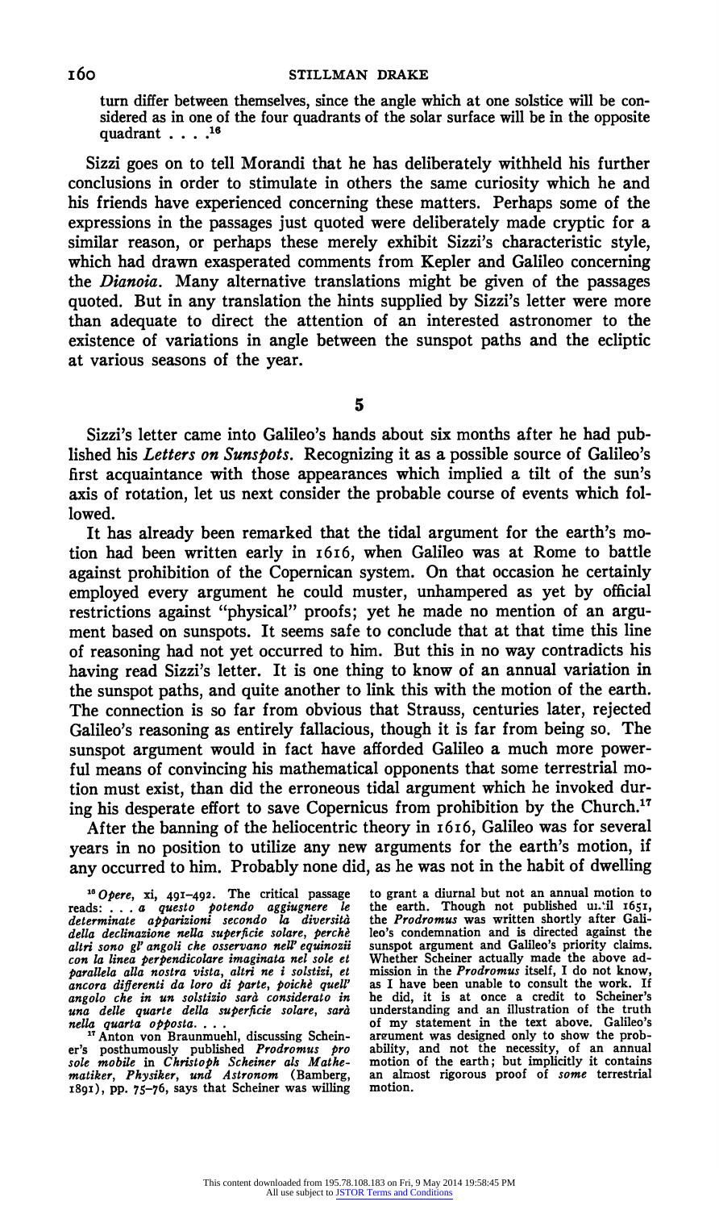turn differ between themselves, since the angle which at one solstice will be considered as in one of the four quadrants of the solar surface will be in the opposite quadrant . . . .[16]

Sizzi goes on to tell Morandi that he has deliberately withheld his further conclusions in order to stimulate in others the same curiosity which he and his friends have experienced concerning these matters. Perhaps some of the expressions in the passages just quoted were deliberately made cryptic for a similar reason, or perhaps these merely exhibit Sizzi's characteristic style, which had drawn exasperated comments from Kepler and Galileo concerning the *Dianoia*. Many alternative translations might be given of the passages quoted. But in any translation the hints supplied by Sizzi's letter were more than adequate to direct the attention of an interested astronomer to the existence of variations in angle between the sunspot paths and the ecliptic at various seasons of the year.

## 5

Sizzi's letter came into Galileo's hands about six months after he had published his *Letters on Sunspots*. Recognizing it as a possible source of Galileo's first acquaintance with those appearances which implied a tilt of the sun's axis of rotation, let us next consider the probable course of events which followed.

It has already been remarked that the tidal argument for the earth's motion had been written early in 1616, when Galileo was at Rome to battle against prohibition of the Copernican system. On that occasion he certainly employed every argument he could muster, unhampered as yet by official restrictions against "physical" proofs; yet he made no mention of an argument based on sunspots. It seems safe to conclude that at that time this line of reasoning had not yet occurred to him. But this in no way contradicts his having read Sizzi's letter. It is one thing to know of an annual variation in the sunspot paths, and quite another to link this with the motion of the earth. The connection is so far from obvious that Strauss, centuries later, rejected Galileo's reasoning as entirely fallacious, though it is far from being so. The sunspot argument would in fact have afforded Galileo a much more powerful means of convincing his mathematical opponents that some terrestrial motion must exist, than did the erroneous tidal argument which he invoked during his desperate effort to save Copernicus from prohibition by the Church.[17]

After the banning of the heliocentric theory in 1616, Galileo was for several years in no position to utilize any new arguments for the earth's motion, if any occurred to him. Probably none did, as he was not in the habit of dwelling

[16] *Opere*, xi, 491–492. The critical passage reads: . . . *a questo potendo aggiugnere le determinate apparizioni secondo la diversità della declinazione nella superficie solare, perchè altri sono gl' angoli che osservano nell' equinozii con la linea perpendicolare imaginata nel sole et parallela alla nostra vista, altri ne i solstizi, et ancora differenti da loro di parte, poichè quell' angolo che in un solstizio sarà considerato in una delle quarte della superficie solare, sarà nella quarta opposta. . . .*

[17] Anton von Braunmuehl, discussing Scheiner's posthumously published *Prodromus pro sole mobile* in *Christoph Scheiner als Mathematiker, Physiker, und Astronom* (Bamberg, 1891), pp. 75–76, says that Scheiner was willing to grant a diurnal but not an annual motion to the earth. Though not published until 1651, the *Prodromus* was written shortly after Galileo's condemnation and is directed against the sunspot argument and Galileo's priority claims. Whether Scheiner actually made the above admission in the *Prodromus* itself, I do not know, as I have been unable to consult the work. If he did, it is at once a credit to Scheiner's understanding and an illustration of the truth of my statement in the text above. Galileo's argument was designed only to show the probability, and not the necessity, of an annual motion of the earth; but implicitly it contains an almost rigorous proof of *some* terrestrial motion.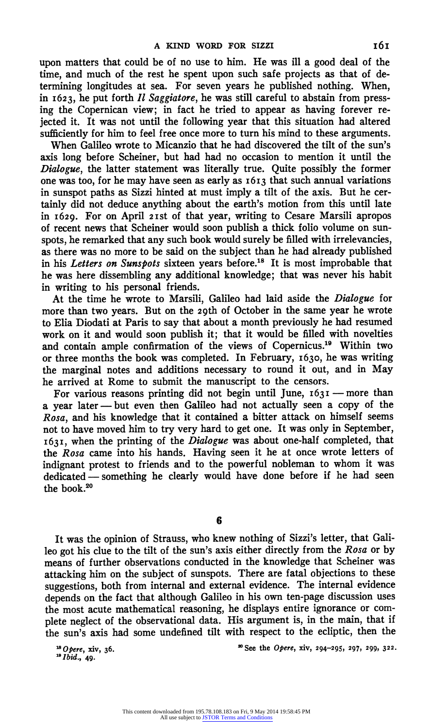upon matters that could be of no use to him. He was ill a good deal of the time, and much of the rest he spent upon such safe projects as that of determining longitudes at sea. For seven years he published nothing. When, in 1623, he put forth *Il Saggiatore*, he was still careful to abstain from pressing the Copernican view; in fact he tried to appear as having forever rejected it. It was not until the following year that this situation had altered sufficiently for him to feel free once more to turn his mind to these arguments.

When Galileo wrote to Micanzio that he had discovered the tilt of the sun's axis long before Scheiner, but had had no occasion to mention it until the *Dialogue*, the latter statement was literally true. Quite possibly the former one was too, for he may have seen as early as 1613 that such annual variations in sunspot paths as Sizzi hinted at must imply a tilt of the axis. But he certainly did not deduce anything about the earth's motion from this until late in 1629. For on April 21st of that year, writing to Cesare Marsili apropos of recent news that Scheiner would soon publish a thick folio volume on sunspots, he remarked that any such book would surely be filled with irrelevancies, as there was no more to be said on the subject than he had already published in his *Letters on Sunspots* sixteen years before.[18] It is most improbable that he was here dissembling any additional knowledge; that was never his habit in writing to his personal friends.

At the time he wrote to Marsili, Galileo had laid aside the *Dialogue* for more than two years. But on the 29th of October in the same year he wrote to Elia Diodati at Paris to say that about a month previously he had resumed work on it and would soon publish it; that it would be filled with novelties and contain ample confirmation of the views of Copernicus.[19] Within two or three months the book was completed. In February, 1630, he was writing the marginal notes and additions necessary to round it out, and in May he arrived at Rome to submit the manuscript to the censors.

For various reasons printing did not begin until June, 1631 — more than a year later — but even then Galileo had not actually seen a copy of the *Rosa*, and his knowledge that it contained a bitter attack on himself seems not to have moved him to try very hard to get one. It was only in September, 1631, when the printing of the *Dialogue* was about one-half completed, that the *Rosa* came into his hands. Having seen it he at once wrote letters of indignant protest to friends and to the powerful nobleman to whom it was dedicated — something he clearly would have done before if he had seen the book.[20]

## 6

It was the opinion of Strauss, who knew nothing of Sizzi's letter, that Galileo got his clue to the tilt of the sun's axis either directly from the *Rosa* or by means of further observations conducted in the knowledge that Scheiner was attacking him on the subject of sunspots. There are fatal objections to these suggestions, both from internal and external evidence. The internal evidence depends on the fact that although Galileo in his own ten-page discussion uses the most acute mathematical reasoning, he displays entire ignorance or complete neglect of the observational data. His argument is, in the main, that if the sun's axis had some undefined tilt with respect to the ecliptic, then the

[18] *Opere*, xiv, 36.

[19] *Ibid.*, 49.

[20] See the *Opere*, xiv, 294–295, 297, 299, 322.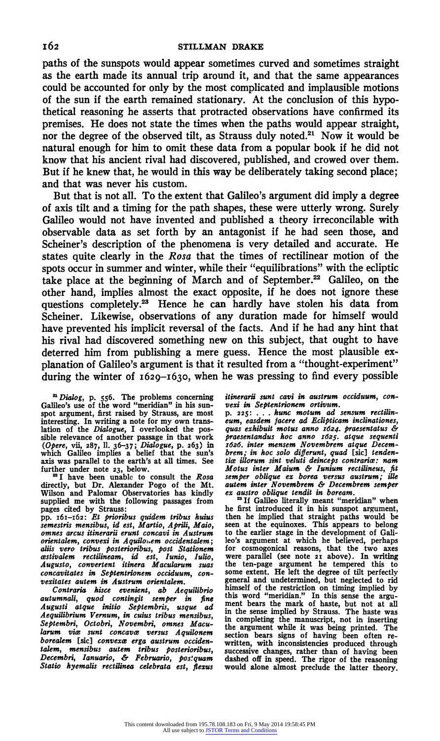paths of the sunspots would appear sometimes curved and sometimes straight as the earth made its annual trip around it, and that the same appearances could be accounted for only by the most complicated and implausible motions of the sun if the earth remained stationary. At the conclusion of this hypothetical reasoning he asserts that protracted observations have confirmed its premises. He does not state the times when the paths would appear straight, nor the degree of the observed tilt, as Strauss duly noted.[21] Now it would be natural enough for him to omit these data from a popular book if he did not know that his ancient rival had discovered, published, and crowed over them. But if he knew that, he would in this way be deliberately taking second place; and that was never his custom.

But that is not all. To the extent that Galileo's argument did imply a degree of axis tilt and a timing for the path shapes, these were utterly wrong. Surely Galileo would not have invented and published a theory irreconcilable with observable data as set forth by an antagonist if he had seen those, and Scheiner's description of the phenomena is very detailed and accurate. He states quite clearly in the *Rosa* that the times of rectilinear motion of the spots occur in summer and winter, while their "equilibrations" with the ecliptic take place at the beginning of March and of September.[22] Galileo, on the other hand, implies almost the exact opposite, if he does not ignore these questions completely.[23] Hence he can hardly have stolen his data from Scheiner. Likewise, observations of any duration made for himself would have prevented his implicit reversal of the facts. And if he had any hint that his rival had discovered something new on this subject, that ought to have deterred him from publishing a mere guess. Hence the most plausible explanation of Galileo's argument is that it resulted from a "thought-experiment" during the winter of 1629–1630, when he was pressing to find every possible

[21] *Dialog*, p. 556. The problems concerning Galileo's use of the word "meridian" in his sunspot argument, first raised by Strauss, are most interesting. In writing a note for my own translation of the *Dialogue*, I overlooked the possible relevance of another passage in that work (*Opere*, vii, 287, ll. 36–37; *Dialogue*, p. 263) in which Galileo implies a belief that the sun's axis was parallel to the earth's at all times. See further under note 23, below.

[22] I have been unable to consult the *Rosa* directly, but Dr. Alexander Pogo of the Mt. Wilson and Palomar Observatories has kindly supplied me with the following passages from pages cited by Strauss:

pp. 161–162: *Et prioribus quidem tribus huius semestris mensibus, id est, Martio, Aprili, Maio, omnes arcus itinerarii erunt concavi in Austrum orientalem, convexi in Aquilonem occidentalem; aliis vero tribus posterioribus, post Stationem æstivalem rectilineam, id est, Iunio, Iulio, Augusto, convertent itinera Macularum suas concavitates in Septentrionem occiduum, convexitates autem in Austrum orientalem.*

*Contraria hisce evenient, ab Aequilibrio autumnali, quod contingit semper in fine Augusti atque initio Septembris, usque ad Aequilibrium Vernum, in cuius tribus mensibus, Septembri, Octobri, Novembri, omnes Macularum viæ sunt concavæ versus Aquilonem borealem* [sic] *convexæ erga austrum occidentalem, mensibus autem tribus posterioribus, Decembri, Ianuario, & Februario, postquam Statio hyemalis rectilinea celebrata est, flexus itinerarii sunt cavi in austrum occiduum, convexi in Septentrionem ortivum.*

p. 225: . . . *hunc motum ad sensum rectilineum, easdem facere ad Eclipticam inclinationes, quas exhibuit motus anno 1624. praesentatus & praesentandus hoc anno 1625. atque sequenti 1626. inter mensem Novembrem atque Decembrem; in hoc solo differunt, quad* [sic] *tendentiæ illorum sint veluti deinceps contrariæ: nam Motus inter Maium & Iunium rectilineus, fit semper oblique ex borea versus austrum; ille autem inter Novembrem & Decembrem semper ex austro oblique tendit in boream.*

[23] If Galileo literally meant "meridian" when he first introduced it in his sunspot argument, then he implied that straight paths would be seen at the equinoxes. This appears to belong to the earlier stage in the development of Galileo's argument at which he believed, perhaps for cosmogonical reasons, that the two axes were parallel (see note 21 above). In writing the ten-page argument he tempered this to some extent. He left the degree of tilt perfectly general and undetermined, but neglected to rid himself of the restriction on timing implied by this word "meridian." In this sense the argument bears the mark of haste, but not at all in the sense implied by Strauss. The haste was in completing the manuscript, not in inserting the argument while it was being printed. The section bears signs of having been often rewritten, with inconsistencies produced through successive changes, rather than of having been dashed off in speed. The rigor of the reasoning would alone almost preclude the latter theory.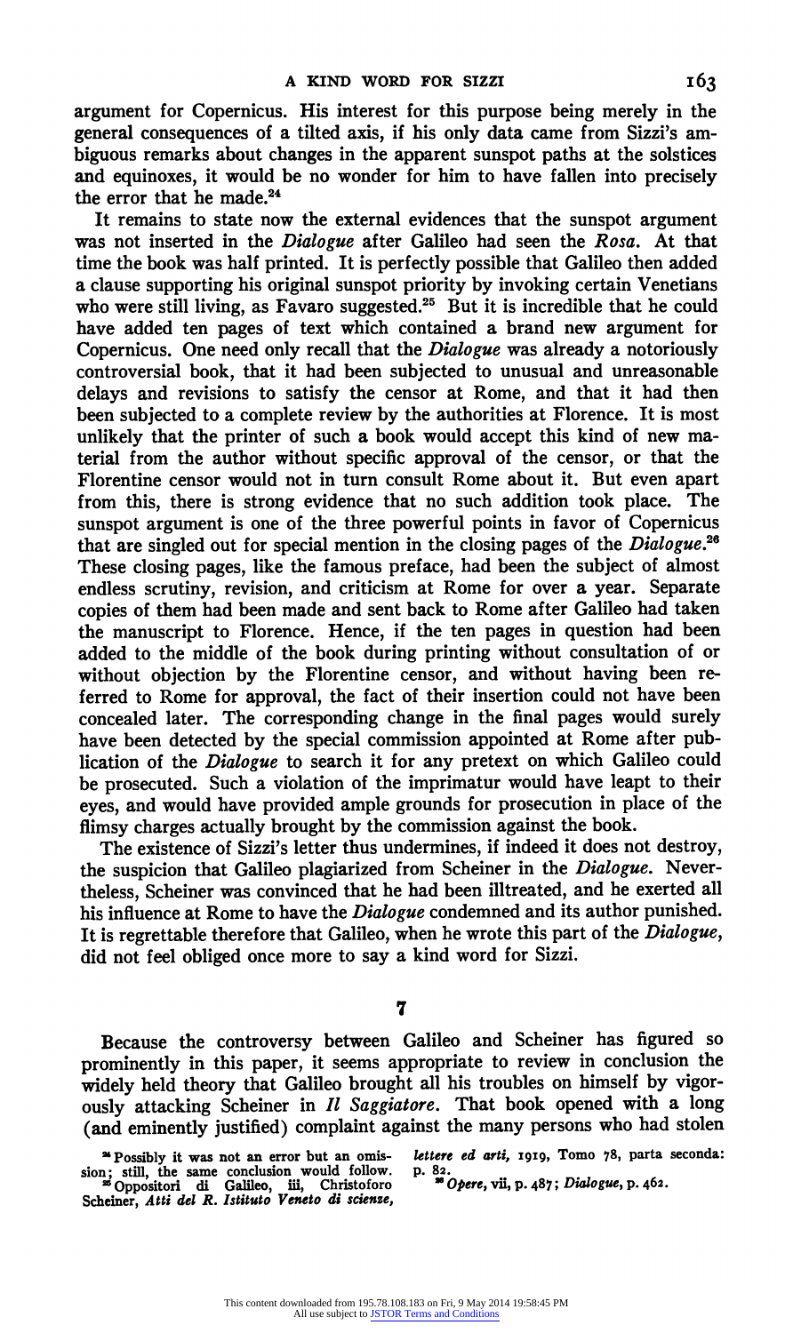argument for Copernicus. His interest for this purpose being merely in the general consequences of a tilted axis, if his only data came from Sizzi's ambiguous remarks about changes in the apparent sunspot paths at the solstices and equinoxes, it would be no wonder for him to have fallen into precisely the error that he made.[24]

It remains to state now the external evidences that the sunspot argument was not inserted in the *Dialogue* after Galileo had seen the *Rosa*. At that time the book was half printed. It is perfectly possible that Galileo then added a clause supporting his original sunspot priority by invoking certain Venetians who were still living, as Favaro suggested.[25] But it is incredible that he could have added ten pages of text which contained a brand new argument for Copernicus. One need only recall that the *Dialogue* was already a notoriously controversial book, that it had been subjected to unusual and unreasonable delays and revisions to satisfy the censor at Rome, and that it had then been subjected to a complete review by the authorities at Florence. It is most unlikely that the printer of such a book would accept this kind of new material from the author without specific approval of the censor, or that the Florentine censor would not in turn consult Rome about it. But even apart from this, there is strong evidence that no such addition took place. The sunspot argument is one of the three powerful points in favor of Copernicus that are singled out for special mention in the closing pages of the *Dialogue*.[26] These closing pages, like the famous preface, had been the subject of almost endless scrutiny, revision, and criticism at Rome for over a year. Separate copies of them had been made and sent back to Rome after Galileo had taken the manuscript to Florence. Hence, if the ten pages in question had been added to the middle of the book during printing without consultation of or without objection by the Florentine censor, and without having been referred to Rome for approval, the fact of their insertion could not have been concealed later. The corresponding change in the final pages would surely have been detected by the special commission appointed at Rome after publication of the *Dialogue* to search it for any pretext on which Galileo could be prosecuted. Such a violation of the imprimatur would have leapt to their eyes, and would have provided ample grounds for prosecution in place of the flimsy charges actually brought by the commission against the book.

The existence of Sizzi's letter thus undermines, if indeed it does not destroy, the suspicion that Galileo plagiarized from Scheiner in the *Dialogue*. Nevertheless, Scheiner was convinced that he had been illtreated, and he exerted all his influence at Rome to have the *Dialogue* condemned and its author punished. It is regrettable therefore that Galileo, when he wrote this part of the *Dialogue*, did not feel obliged once more to say a kind word for Sizzi.

## 7

Because the controversy between Galileo and Scheiner has figured so prominently in this paper, it seems appropriate to review in conclusion the widely held theory that Galileo brought all his troubles on himself by vigorously attacking Scheiner in *Il Saggiatore*. That book opened with a long (and eminently justified) complaint against the many persons who had stolen

[24] Possibly it was not an error but an omission; still, the same conclusion would follow.

[25] Oppositori di Galileo, iii, Christoforo Scheiner, *Atti del R. Istituto Veneto di scienze, lettere ed arti*, 1919, Tomo 78, parta seconda: p. 82.

[26] *Opere*, vii, p. 487; *Dialogue*, p. 462.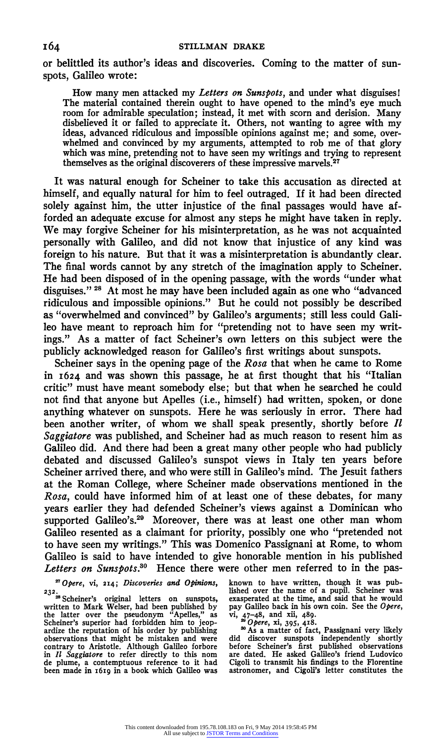or belittled its author's ideas and discoveries. Coming to the matter of sunspots, Galileo wrote:

> How many men attacked my *Letters on Sunspots*, and under what disguises! The material contained therein ought to have opened to the mind's eye much room for admirable speculation; instead, it met with scorn and derision. Many disbelieved it or failed to appreciate it. Others, not wanting to agree with my ideas, advanced ridiculous and impossible opinions against me; and some, overwhelmed and convinced by my arguments, attempted to rob me of that glory which was mine, pretending not to have seen my writings and trying to represent themselves as the original discoverers of these impressive marvels.[27]

It was natural enough for Scheiner to take this accusation as directed at himself, and equally natural for him to feel outraged. If it had been directed solely against him, the utter injustice of the final passages would have afforded an adequate excuse for almost any steps he might have taken in reply. We may forgive Scheiner for his misinterpretation, as he was not acquainted personally with Galileo, and did not know that injustice of any kind was foreign to his nature. But that it was a misinterpretation is abundantly clear. The final words cannot by any stretch of the imagination apply to Scheiner. He had been disposed of in the opening passage, with the words "under what disguises." [28] At most he may have been included again as one who "advanced ridiculous and impossible opinions." But he could not possibly be described as "overwhelmed and convinced" by Galileo's arguments; still less could Galileo have meant to reproach him for "pretending not to have seen my writings." As a matter of fact Scheiner's own letters on this subject were the publicly acknowledged reason for Galileo's first writings about sunspots.

Scheiner says in the opening page of the *Rosa* that when he came to Rome in 1624 and was shown this passage, he at first thought that his "Italian critic" must have meant somebody else; but that when he searched he could not find that anyone but Apelles (i.e., himself) had written, spoken, or done anything whatever on sunspots. Here he was seriously in error. There had been another writer, of whom we shall speak presently, shortly before *Il Saggiatore* was published, and Scheiner had as much reason to resent him as Galileo did. And there had been a great many other people who had publicly debated and discussed Galileo's sunspot views in Italy ten years before Scheiner arrived there, and who were still in Galileo's mind. The Jesuit fathers at the Roman College, where Scheiner made observations mentioned in the *Rosa*, could have informed him of at least one of these debates, for many years earlier they had defended Scheiner's views against a Dominican who supported Galileo's.[29] Moreover, there was at least one other man whom Galileo resented as a claimant for priority, possibly one who "pretended not to have seen my writings." This was Domenico Passignani at Rome, to whom Galileo is said to have intended to give honorable mention in his published *Letters on Sunspots*.[30] Hence there were other men referred to in the pas-

[27] *Opere*, vi, 214; *Discoveries and Opinions*, 232.

[28] Scheiner's original letters on sunspots, written to Mark Welser, had been published by the latter over the pseudonym "Apelles," as Scheiner's superior had forbidden him to jeopardize the reputation of his order by publishing observations that might be mistaken and were contrary to Aristotle. Although Galileo forbore in *Il Saggiatore* to refer directly to this nom de plume, a contemptuous reference to it had been made in 1619 in a book which Galileo was known to have written, though it was published over the name of a pupil. Scheiner was exasperated at the time, and said that he would pay Galileo back in his own coin. See the *Opere*, vi, 47–48, and xii, 489.

[29] *Opere*, xi, 395, 418.

[30] As a matter of fact, Passignani very likely did discover sunspots independently shortly before Scheiner's first published observations are dated. He asked Galileo's friend Ludovico Cigoli to transmit his findings to the Florentine astronomer, and Cigoli's letter constitutes the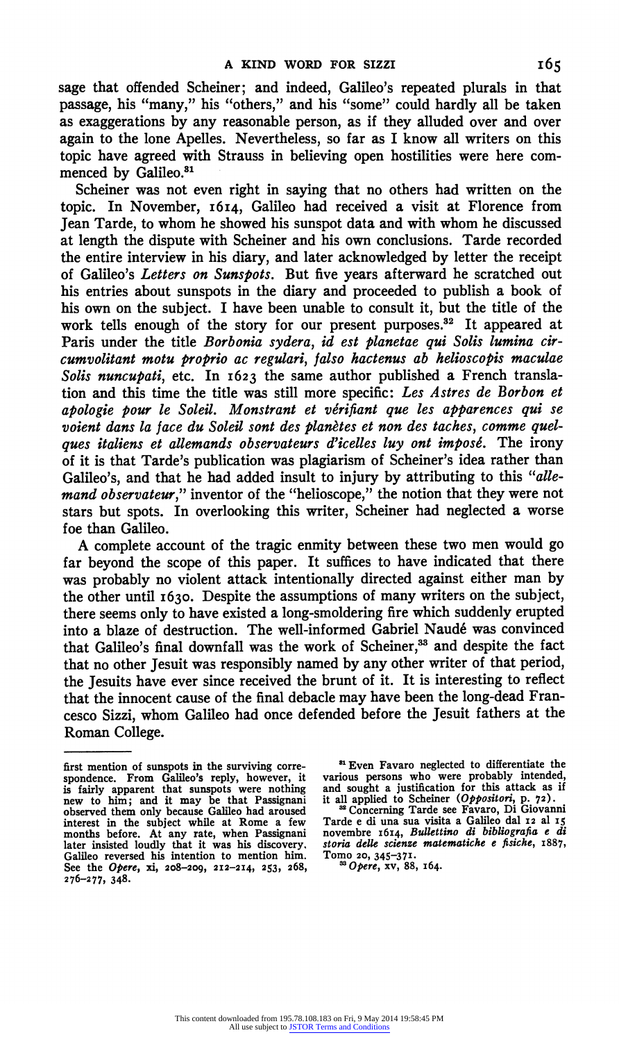sage that offended Scheiner; and indeed, Galileo's repeated plurals in that passage, his "many," his "others," and his "some" could hardly all be taken as exaggerations by any reasonable person, as if they alluded over and over again to the lone Apelles. Nevertheless, so far as I know all writers on this topic have agreed with Strauss in believing open hostilities were here commenced by Galileo.[31]

Scheiner was not even right in saying that no others had written on the topic. In November, 1614, Galileo had received a visit at Florence from Jean Tarde, to whom he showed his sunspot data and with whom he discussed at length the dispute with Scheiner and his own conclusions. Tarde recorded the entire interview in his diary, and later acknowledged by letter the receipt of Galileo's *Letters on Sunspots*. But five years afterward he scratched out his entries about sunspots in the diary and proceeded to publish a book of his own on the subject. I have been unable to consult it, but the title of the work tells enough of the story for our present purposes.[32] It appeared at Paris under the title *Borbonia sydera, id est planetae qui Solis lumina circumvolitant motu proprio ac regulari, falso hactenus ab helioscopis maculae Solis nuncupati*, etc. In 1623 the same author published a French translation and this time the title was still more specific: *Les Astres de Borbon et apologie pour le Soleil. Monstrant et vérifiant que les apparences qui se voient dans la face du Soleil sont des planètes et non des taches, comme quelques italiens et allemands observateurs d'icelles luy ont imposé.* The irony of it is that Tarde's publication was plagiarism of Scheiner's idea rather than Galileo's, and that he had added insult to injury by attributing to this "*allemand observateur*," inventor of the "helioscope," the notion that they were not stars but spots. In overlooking this writer, Scheiner had neglected a worse foe than Galileo.

A complete account of the tragic enmity between these two men would go far beyond the scope of this paper. It suffices to have indicated that there was probably no violent attack intentionally directed against either man by the other until 1630. Despite the assumptions of many writers on the subject, there seems only to have existed a long-smoldering fire which suddenly erupted into a blaze of destruction. The well-informed Gabriel Naudé was convinced that Galileo's final downfall was the work of Scheiner,[33] and despite the fact that no other Jesuit was responsibly named by any other writer of that period, the Jesuits have ever since received the brunt of it. It is interesting to reflect that the innocent cause of the final debacle may have been the long-dead Francesco Sizzi, whom Galileo had once defended before the Jesuit fathers at the Roman College.

---

first mention of sunspots in the surviving correspondence. From Galileo's reply, however, it is fairly apparent that sunspots were nothing new to him; and it may be that Passignani observed them only because Galileo had aroused interest in the subject while at Rome a few months before. At any rate, when Passignani later insisted loudly that it was his discovery, Galileo reversed his intention to mention him. See the *Opere*, xi, 208–209, 212–214, 253, 268, 276–277, 348.

[31] Even Favaro neglected to differentiate the various persons who were probably intended, and sought a justification for this attack as if it all applied to Scheiner (*Oppositori*, p. 72).

[32] Concerning Tarde see Favaro, Di Giovanni Tarde e di una sua visita a Galileo dal 12 al 15 novembre 1614, *Bullettino di bibliografia e di storia delle scienze matematiche e fisiche*, 1887, Tomo 20, 345–371.

[33] *Opere*, xv, 88, 164.